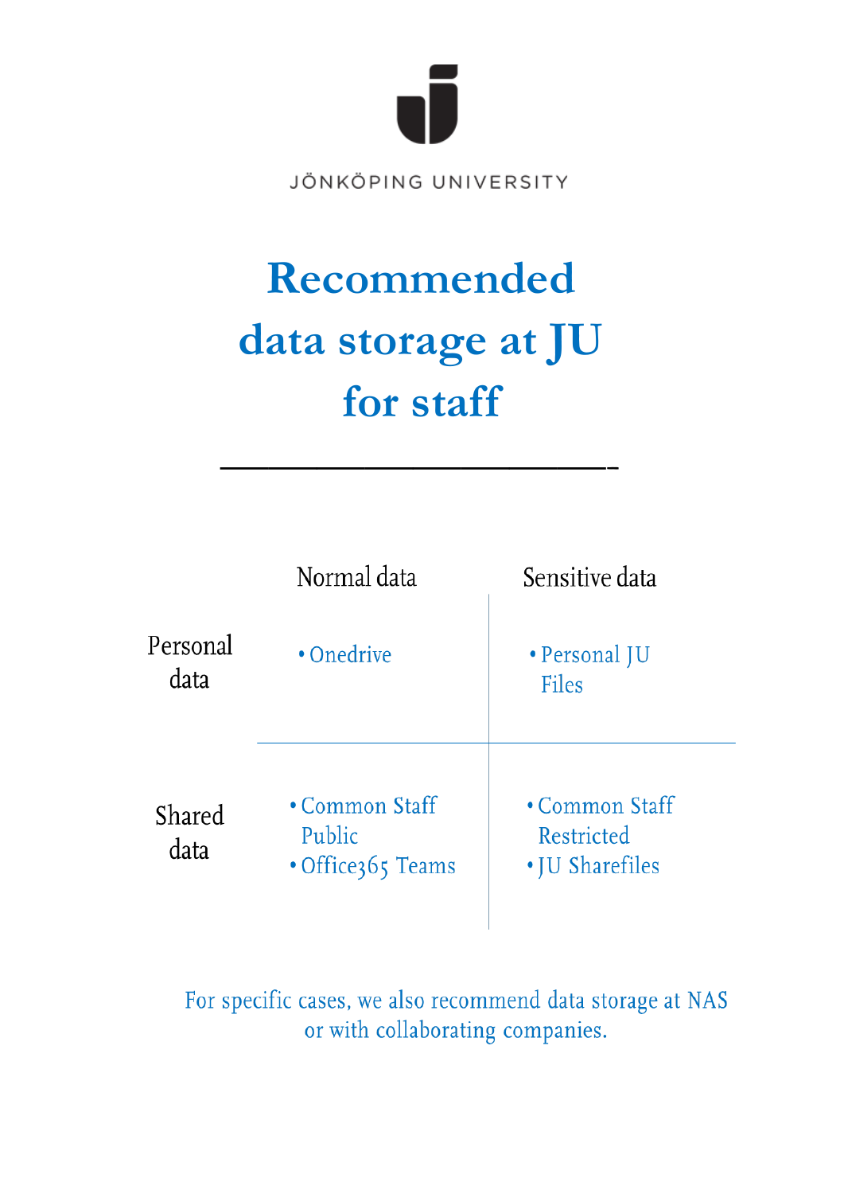JÖNKÖPING UNIVERSITY

# Recommended data storage at JU for staff

| | Normal data | Sensitive data |
|---|---|---|
| Personal data | • Onedrive | • Personal JU Files |
| Shared data | • Common Staff Public<br>• Office365 Teams | • Common Staff Restricted<br>• JU Sharefiles |

For specific cases, we also recommend data storage at NAS or with collaborating companies.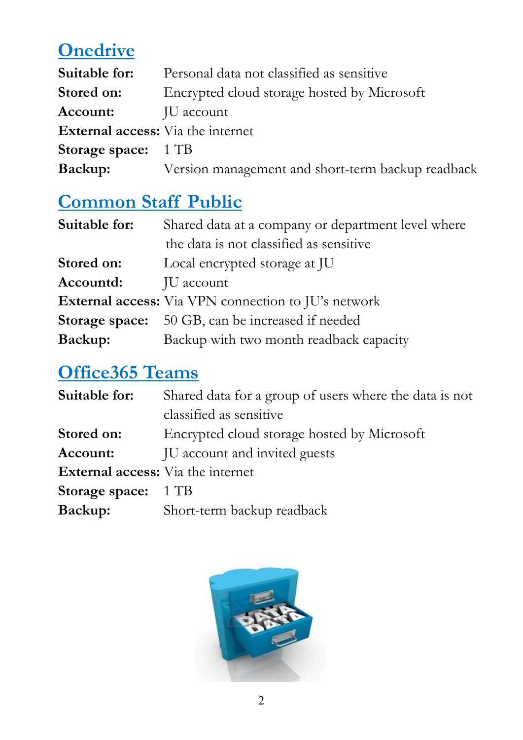## Onedrive

**Suitable for:** Personal data not classified as sensitive
**Stored on:** Encrypted cloud storage hosted by Microsoft
**Account:** JU account
**External access:** Via the internet
**Storage space:** 1 TB
**Backup:** Version management and short-term backup readback

## Common Staff Public

**Suitable for:** Shared data at a company or department level where the data is not classified as sensitive
**Stored on:** Local encrypted storage at JU
**Accountd:** JU account
**External access:** Via VPN connection to JU's network
**Storage space:** 50 GB, can be increased if needed
**Backup:** Backup with two month readback capacity

## Office365 Teams

**Suitable for:** Shared data for a group of users where the data is not classified as sensitive
**Stored on:** Encrypted cloud storage hosted by Microsoft
**Account:** JU account and invited guests
**External access:** Via the internet
**Storage space:** 1 TB
**Backup:** Short-term backup readback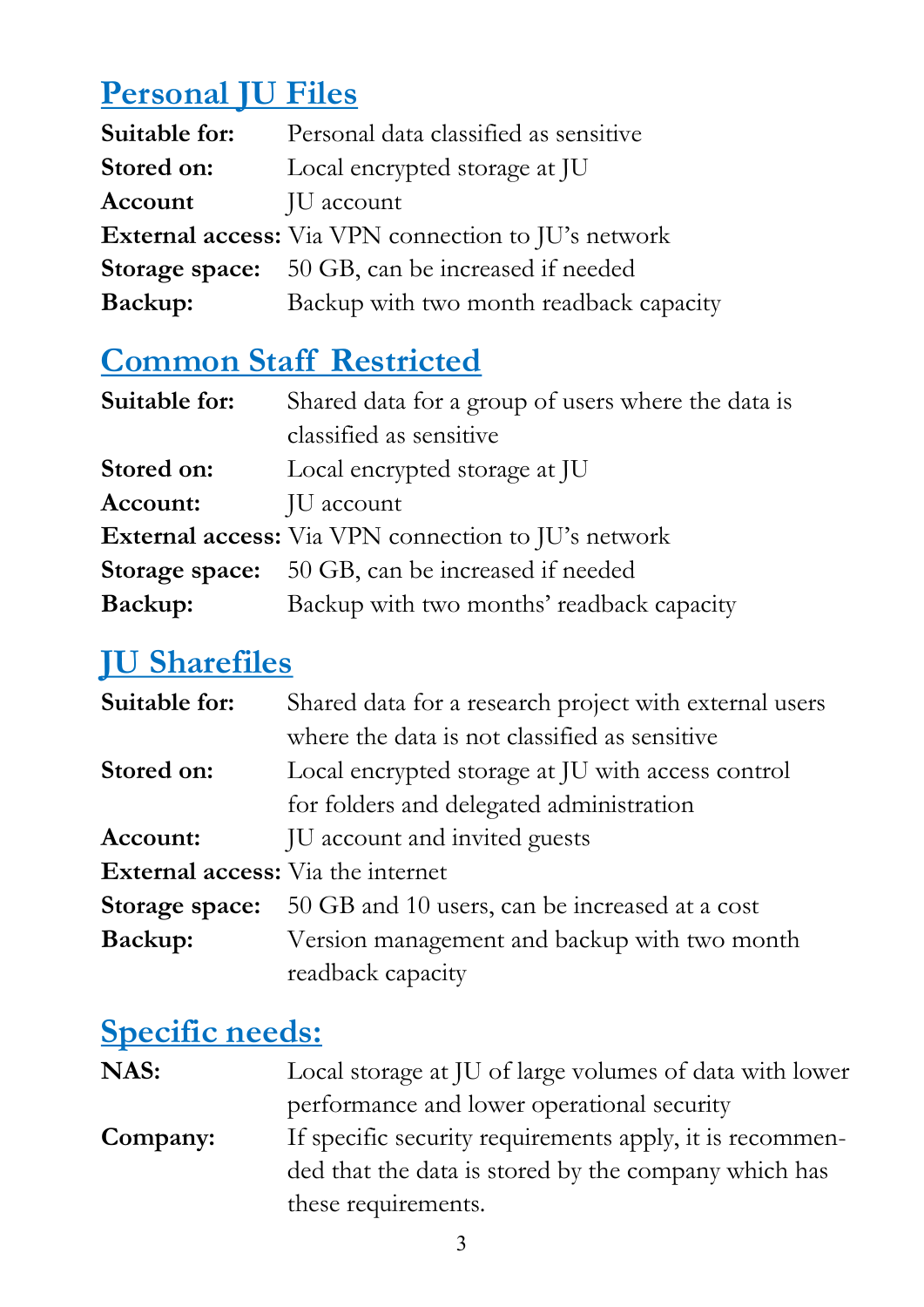## Personal JU Files

**Suitable for:** Personal data classified as sensitive
**Stored on:** Local encrypted storage at JU
**Account** JU account
**External access:** Via VPN connection to JU's network
**Storage space:** 50 GB, can be increased if needed
**Backup:** Backup with two month readback capacity

## Common Staff Restricted

**Suitable for:** Shared data for a group of users where the data is classified as sensitive
**Stored on:** Local encrypted storage at JU
**Account:** JU account
**External access:** Via VPN connection to JU's network
**Storage space:** 50 GB, can be increased if needed
**Backup:** Backup with two months' readback capacity

## JU Sharefiles

**Suitable for:** Shared data for a research project with external users where the data is not classified as sensitive
**Stored on:** Local encrypted storage at JU with access control for folders and delegated administration
**Account:** JU account and invited guests
**External access:** Via the internet
**Storage space:** 50 GB and 10 users, can be increased at a cost
**Backup:** Version management and backup with two month readback capacity

## Specific needs:

**NAS:** Local storage at JU of large volumes of data with lower performance and lower operational security
**Company:** If specific security requirements apply, it is recommended that the data is stored by the company which has these requirements.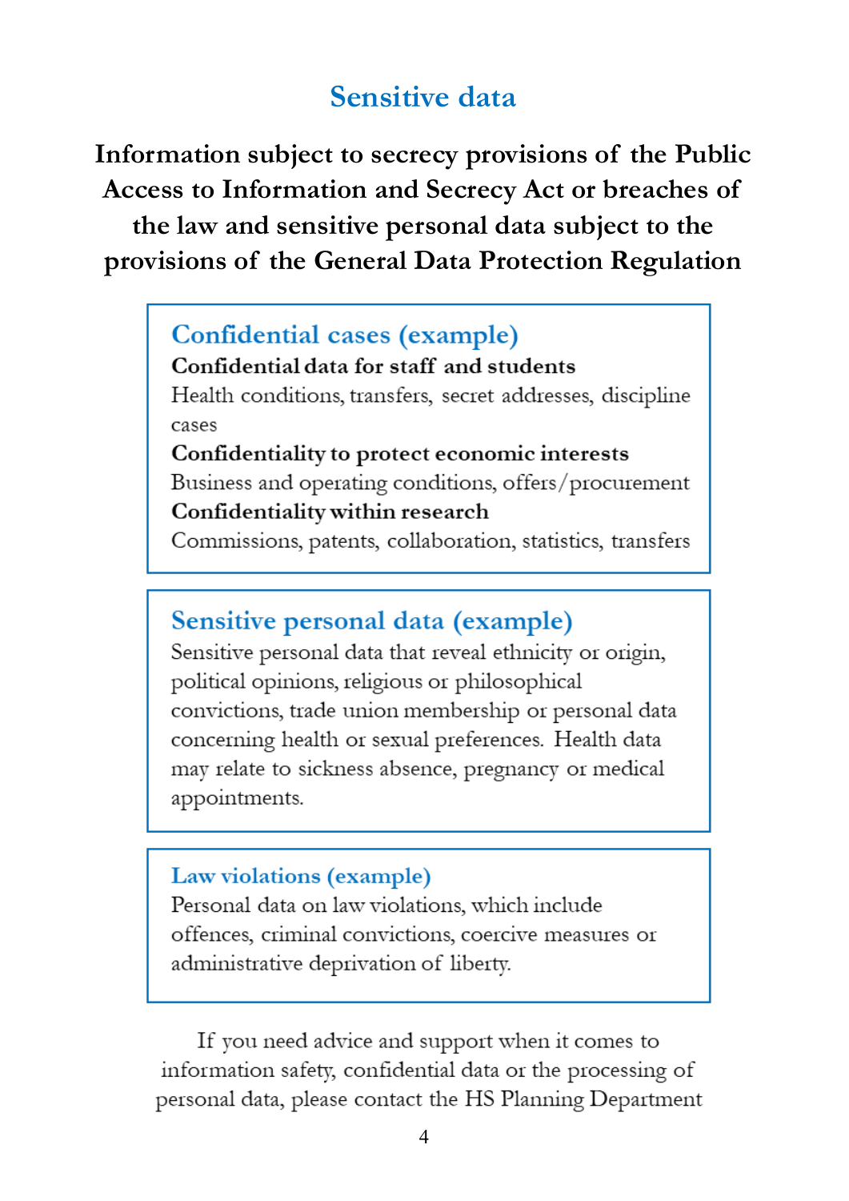# Sensitive data

**Information subject to secrecy provisions of the Public Access to Information and Secrecy Act or breaches of the law and sensitive personal data subject to the provisions of the General Data Protection Regulation**

## Confidential cases (example)

**Confidential data for staff and students**
Health conditions, transfers, secret addresses, discipline cases

**Confidentiality to protect economic interests**
Business and operating conditions, offers/procurement

**Confidentiality within research**
Commissions, patents, collaboration, statistics, transfers

## Sensitive personal data (example)

Sensitive personal data that reveal ethnicity or origin, political opinions, religious or philosophical convictions, trade union membership or personal data concerning health or sexual preferences. Health data may relate to sickness absence, pregnancy or medical appointments.

## Law violations (example)

Personal data on law violations, which include offences, criminal convictions, coercive measures or administrative deprivation of liberty.

If you need advice and support when it comes to information safety, confidential data or the processing of personal data, please contact the HS Planning Department